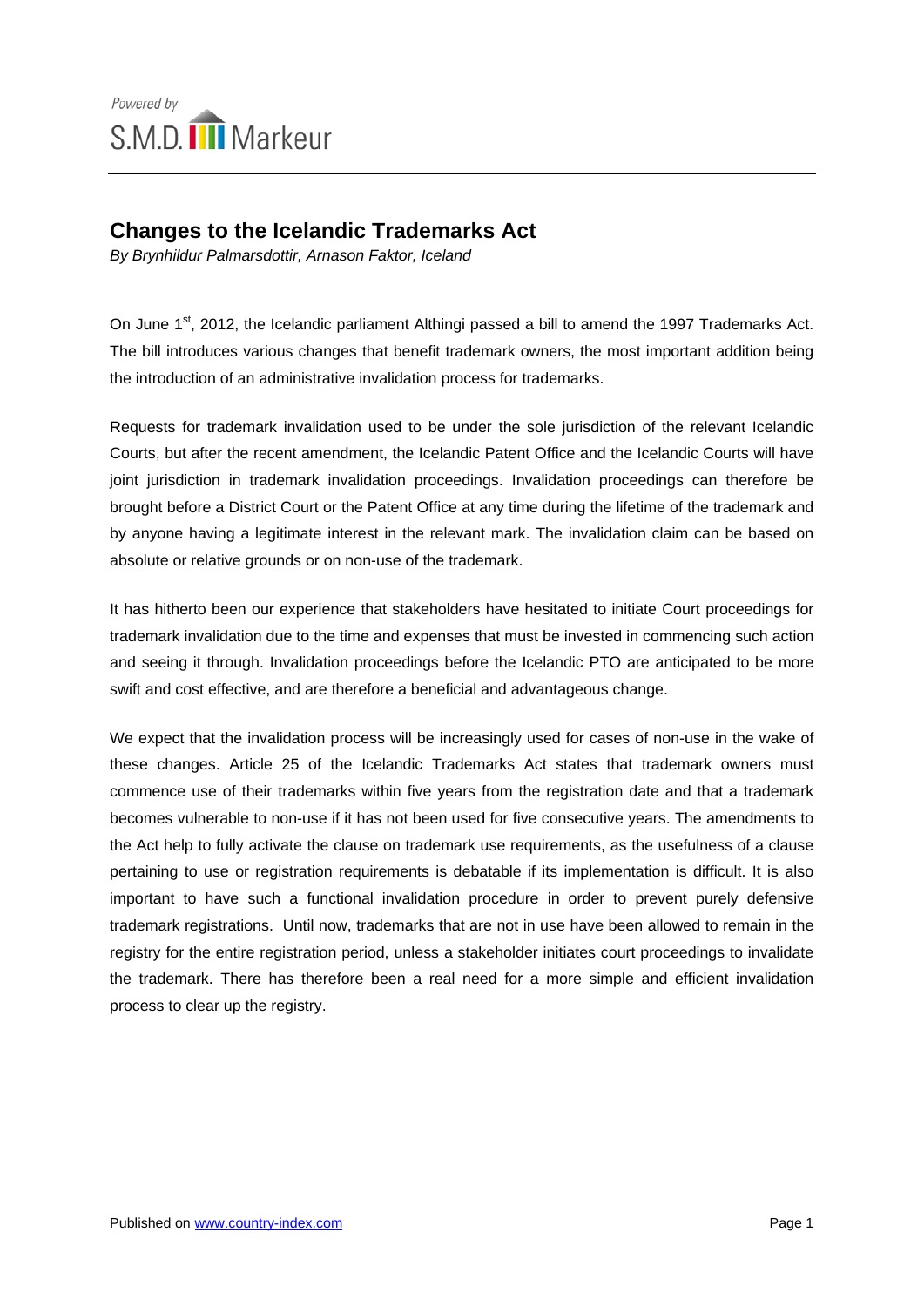# Changes to the Icelandic Trademarks Act

*By Brynhildur Palmarsdottir, Arnason Faktor, Iceland*

On June 1st, 2012, the Icelandic parliament Althingi passed a bill to amend the 1997 Trademarks Act. The bill introduces various changes that benefit trademark owners, the most important addition being the introduction of an administrative invalidation process for trademarks.

Requests for trademark invalidation used to be under the sole jurisdiction of the relevant Icelandic Courts, but after the recent amendment, the Icelandic Patent Office and the Icelandic Courts will have joint jurisdiction in trademark invalidation proceedings. Invalidation proceedings can therefore be brought before a District Court or the Patent Office at any time during the lifetime of the trademark and by anyone having a legitimate interest in the relevant mark. The invalidation claim can be based on absolute or relative grounds or on non-use of the trademark.

It has hitherto been our experience that stakeholders have hesitated to initiate Court proceedings for trademark invalidation due to the time and expenses that must be invested in commencing such action and seeing it through. Invalidation proceedings before the Icelandic PTO are anticipated to be more swift and cost effective, and are therefore a beneficial and advantageous change.

We expect that the invalidation process will be increasingly used for cases of non-use in the wake of these changes. Article 25 of the Icelandic Trademarks Act states that trademark owners must commence use of their trademarks within five years from the registration date and that a trademark becomes vulnerable to non-use if it has not been used for five consecutive years. The amendments to the Act help to fully activate the clause on trademark use requirements, as the usefulness of a clause pertaining to use or registration requirements is debatable if its implementation is difficult. It is also important to have such a functional invalidation procedure in order to prevent purely defensive trademark registrations. Until now, trademarks that are not in use have been allowed to remain in the registry for the entire registration period, unless a stakeholder initiates court proceedings to invalidate the trademark. There has therefore been a real need for a more simple and efficient invalidation process to clear up the registry.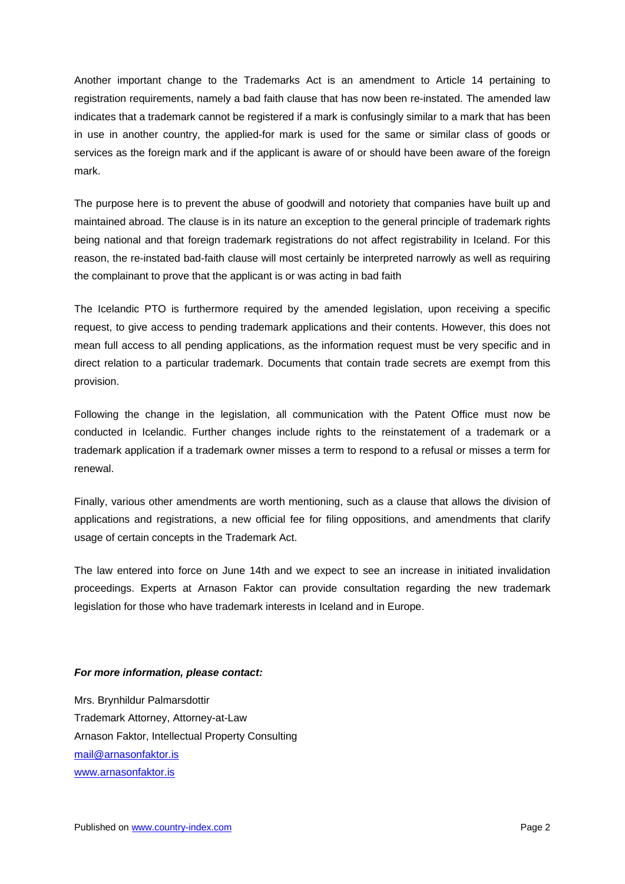Another important change to the Trademarks Act is an amendment to Article 14 pertaining to registration requirements, namely a bad faith clause that has now been re-instated. The amended law indicates that a trademark cannot be registered if a mark is confusingly similar to a mark that has been in use in another country, the applied-for mark is used for the same or similar class of goods or services as the foreign mark and if the applicant is aware of or should have been aware of the foreign mark.

The purpose here is to prevent the abuse of goodwill and notoriety that companies have built up and maintained abroad. The clause is in its nature an exception to the general principle of trademark rights being national and that foreign trademark registrations do not affect registrability in Iceland. For this reason, the re-instated bad-faith clause will most certainly be interpreted narrowly as well as requiring the complainant to prove that the applicant is or was acting in bad faith

The Icelandic PTO is furthermore required by the amended legislation, upon receiving a specific request, to give access to pending trademark applications and their contents. However, this does not mean full access to all pending applications, as the information request must be very specific and in direct relation to a particular trademark. Documents that contain trade secrets are exempt from this provision.

Following the change in the legislation, all communication with the Patent Office must now be conducted in Icelandic. Further changes include rights to the reinstatement of a trademark or a trademark application if a trademark owner misses a term to respond to a refusal or misses a term for renewal.

Finally, various other amendments are worth mentioning, such as a clause that allows the division of applications and registrations, a new official fee for filing oppositions, and amendments that clarify usage of certain concepts in the Trademark Act.

The law entered into force on June 14th and we expect to see an increase in initiated invalidation proceedings. Experts at Arnason Faktor can provide consultation regarding the new trademark legislation for those who have trademark interests in Iceland and in Europe.

***For more information, please contact:***

Mrs. Brynhildur Palmarsdottir
Trademark Attorney, Attorney-at-Law
Arnason Faktor, Intellectual Property Consulting
mail@arnasonfaktor.is
www.arnasonfaktor.is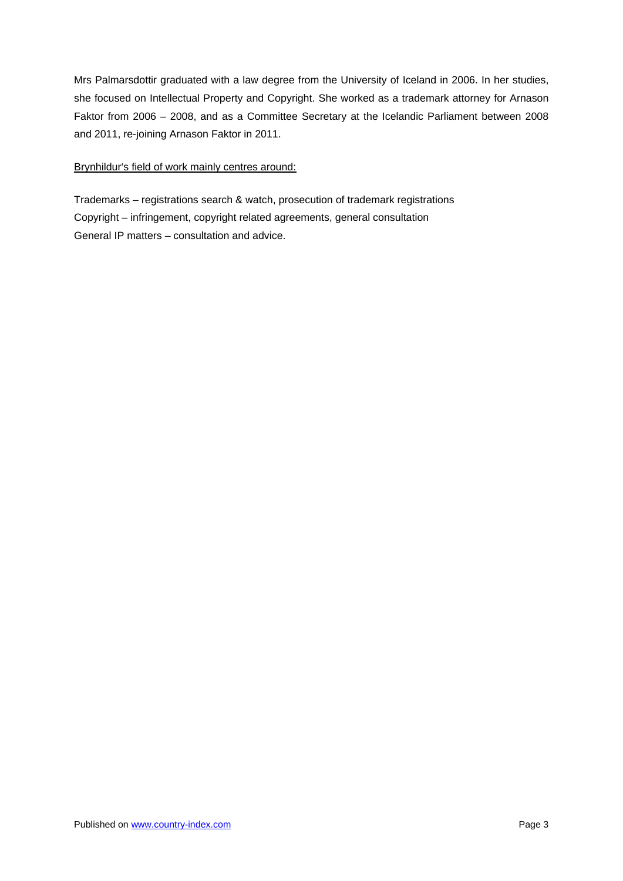Mrs Palmarsdottir graduated with a law degree from the University of Iceland in 2006. In her studies, she focused on Intellectual Property and Copyright. She worked as a trademark attorney for Arnason Faktor from 2006 – 2008, and as a Committee Secretary at the Icelandic Parliament between 2008 and 2011, re-joining Arnason Faktor in 2011.

<u>Brynhildur's field of work mainly centres around:</u>

Trademarks – registrations search & watch, prosecution of trademark registrations
Copyright – infringement, copyright related agreements, general consultation
General IP matters – consultation and advice.